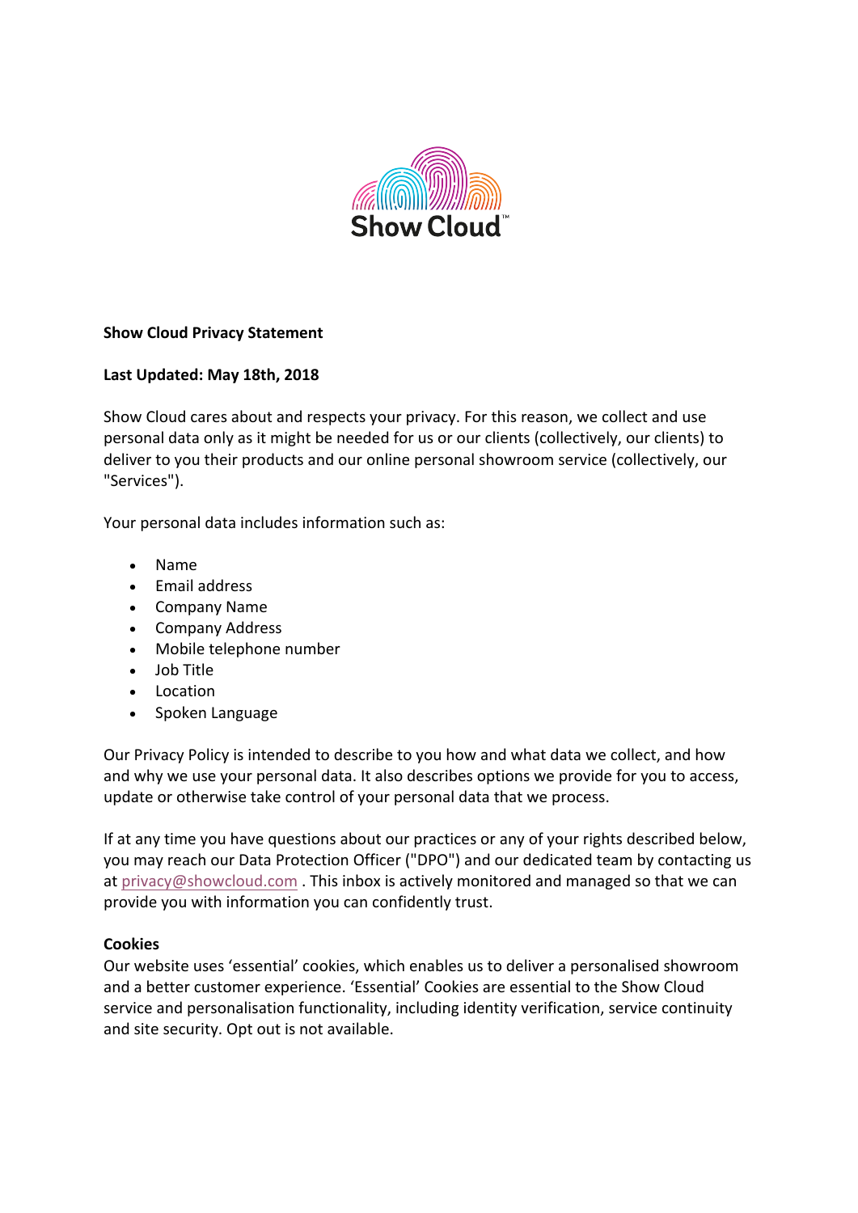**Show Cloud Privacy Statement**

**Last Updated: May 18th, 2018**

Show Cloud cares about and respects your privacy. For this reason, we collect and use personal data only as it might be needed for us or our clients (collectively, our clients) to deliver to you their products and our online personal showroom service (collectively, our "Services").

Your personal data includes information such as:

- Name
- Email address
- Company Name
- Company Address
- Mobile telephone number
- Job Title
- Location
- Spoken Language

Our Privacy Policy is intended to describe to you how and what data we collect, and how and why we use your personal data. It also describes options we provide for you to access, update or otherwise take control of your personal data that we process.

If at any time you have questions about our practices or any of your rights described below, you may reach our Data Protection Officer ("DPO") and our dedicated team by contacting us at privacy@showcloud.com . This inbox is actively monitored and managed so that we can provide you with information you can confidently trust.

**Cookies**

Our website uses 'essential' cookies, which enables us to deliver a personalised showroom and a better customer experience. 'Essential' Cookies are essential to the Show Cloud service and personalisation functionality, including identity verification, service continuity and site security. Opt out is not available.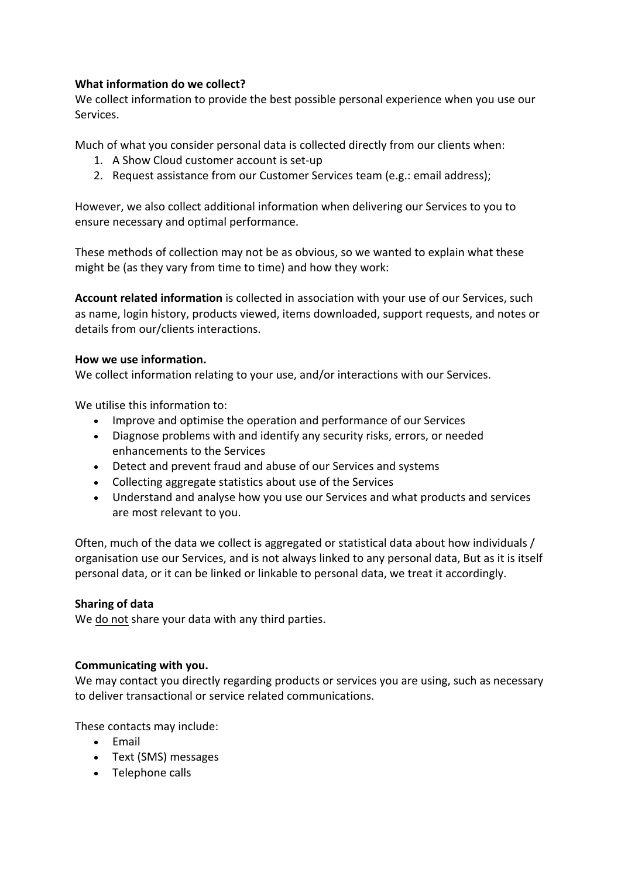**What information do we collect?**
We collect information to provide the best possible personal experience when you use our Services.

Much of what you consider personal data is collected directly from our clients when:

1. A Show Cloud customer account is set-up
2. Request assistance from our Customer Services team (e.g.: email address);

However, we also collect additional information when delivering our Services to you to ensure necessary and optimal performance.

These methods of collection may not be as obvious, so we wanted to explain what these might be (as they vary from time to time) and how they work:

**Account related information** is collected in association with your use of our Services, such as name, login history, products viewed, items downloaded, support requests, and notes or details from our/clients interactions.

**How we use information.**
We collect information relating to your use, and/or interactions with our Services.

We utilise this information to:

- Improve and optimise the operation and performance of our Services
- Diagnose problems with and identify any security risks, errors, or needed enhancements to the Services
- Detect and prevent fraud and abuse of our Services and systems
- Collecting aggregate statistics about use of the Services
- Understand and analyse how you use our Services and what products and services are most relevant to you.

Often, much of the data we collect is aggregated or statistical data about how individuals / organisation use our Services, and is not always linked to any personal data, But as it is itself personal data, or it can be linked or linkable to personal data, we treat it accordingly.

**Sharing of data**
We <u>do not</u> share your data with any third parties.

**Communicating with you.**
We may contact you directly regarding products or services you are using, such as necessary to deliver transactional or service related communications.

These contacts may include:

- Email
- Text (SMS) messages
- Telephone calls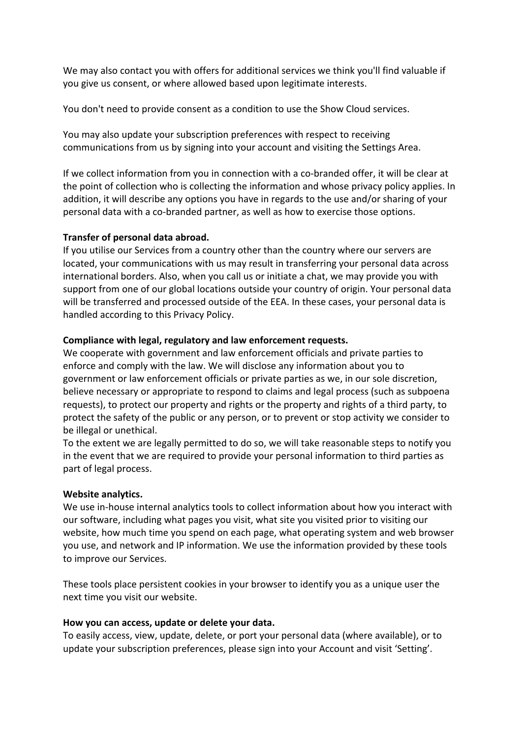We may also contact you with offers for additional services we think you'll find valuable if you give us consent, or where allowed based upon legitimate interests.

You don't need to provide consent as a condition to use the Show Cloud services.

You may also update your subscription preferences with respect to receiving communications from us by signing into your account and visiting the Settings Area.

If we collect information from you in connection with a co-branded offer, it will be clear at the point of collection who is collecting the information and whose privacy policy applies. In addition, it will describe any options you have in regards to the use and/or sharing of your personal data with a co-branded partner, as well as how to exercise those options.

**Transfer of personal data abroad.**
If you utilise our Services from a country other than the country where our servers are located, your communications with us may result in transferring your personal data across international borders. Also, when you call us or initiate a chat, we may provide you with support from one of our global locations outside your country of origin. Your personal data will be transferred and processed outside of the EEA. In these cases, your personal data is handled according to this Privacy Policy.

**Compliance with legal, regulatory and law enforcement requests.**
We cooperate with government and law enforcement officials and private parties to enforce and comply with the law. We will disclose any information about you to government or law enforcement officials or private parties as we, in our sole discretion, believe necessary or appropriate to respond to claims and legal process (such as subpoena requests), to protect our property and rights or the property and rights of a third party, to protect the safety of the public or any person, or to prevent or stop activity we consider to be illegal or unethical.
To the extent we are legally permitted to do so, we will take reasonable steps to notify you in the event that we are required to provide your personal information to third parties as part of legal process.

**Website analytics.**
We use in-house internal analytics tools to collect information about how you interact with our software, including what pages you visit, what site you visited prior to visiting our website, how much time you spend on each page, what operating system and web browser you use, and network and IP information. We use the information provided by these tools to improve our Services.

These tools place persistent cookies in your browser to identify you as a unique user the next time you visit our website.

**How you can access, update or delete your data.**
To easily access, view, update, delete, or port your personal data (where available), or to update your subscription preferences, please sign into your Account and visit 'Setting'.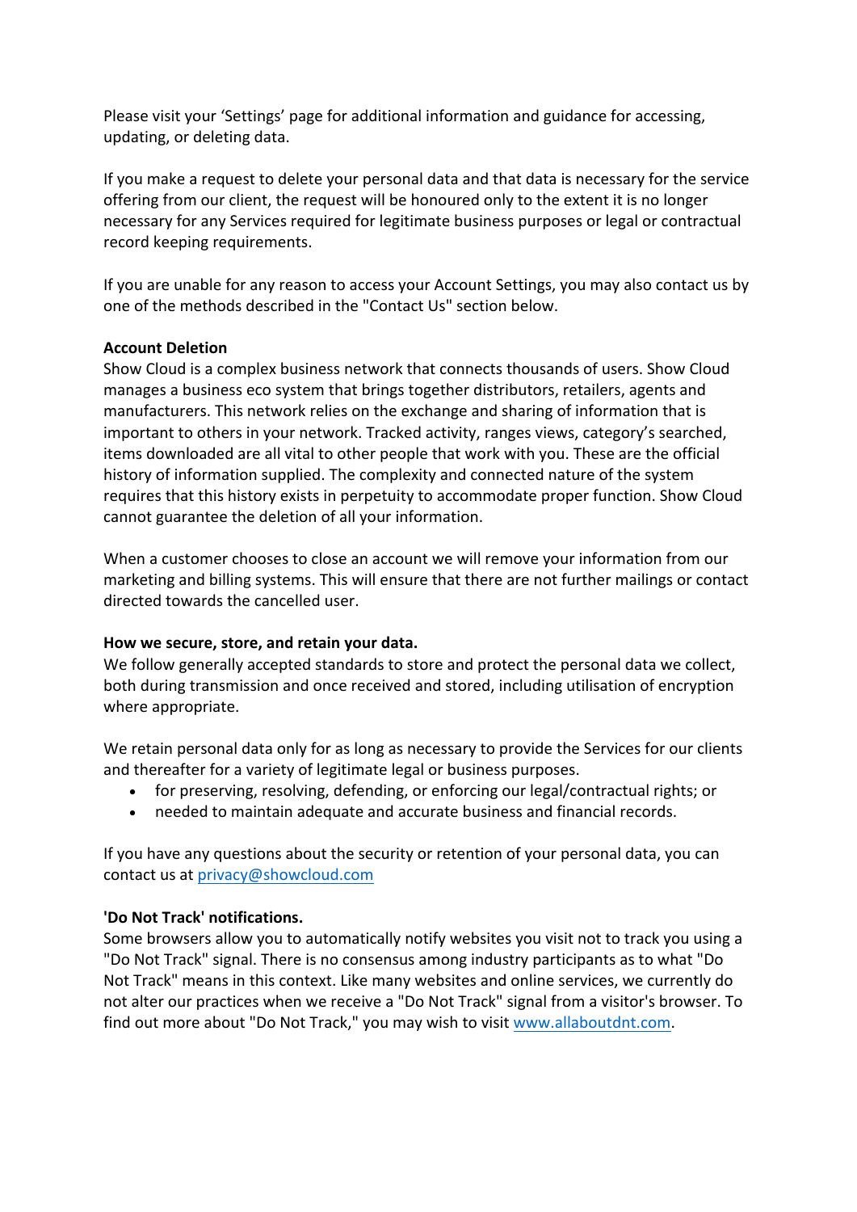Please visit your 'Settings' page for additional information and guidance for accessing, updating, or deleting data.

If you make a request to delete your personal data and that data is necessary for the service offering from our client, the request will be honoured only to the extent it is no longer necessary for any Services required for legitimate business purposes or legal or contractual record keeping requirements.

If you are unable for any reason to access your Account Settings, you may also contact us by one of the methods described in the "Contact Us" section below.

**Account Deletion**

Show Cloud is a complex business network that connects thousands of users. Show Cloud manages a business eco system that brings together distributors, retailers, agents and manufacturers. This network relies on the exchange and sharing of information that is important to others in your network. Tracked activity, ranges views, category's searched, items downloaded are all vital to other people that work with you. These are the official history of information supplied. The complexity and connected nature of the system requires that this history exists in perpetuity to accommodate proper function. Show Cloud cannot guarantee the deletion of all your information.

When a customer chooses to close an account we will remove your information from our marketing and billing systems. This will ensure that there are not further mailings or contact directed towards the cancelled user.

**How we secure, store, and retain your data.**

We follow generally accepted standards to store and protect the personal data we collect, both during transmission and once received and stored, including utilisation of encryption where appropriate.

We retain personal data only for as long as necessary to provide the Services for our clients and thereafter for a variety of legitimate legal or business purposes.

- for preserving, resolving, defending, or enforcing our legal/contractual rights; or
- needed to maintain adequate and accurate business and financial records.

If you have any questions about the security or retention of your personal data, you can contact us at [privacy@showcloud.com](mailto:privacy@showcloud.com)

**'Do Not Track' notifications.**

Some browsers allow you to automatically notify websites you visit not to track you using a "Do Not Track" signal. There is no consensus among industry participants as to what "Do Not Track" means in this context. Like many websites and online services, we currently do not alter our practices when we receive a "Do Not Track" signal from a visitor's browser. To find out more about "Do Not Track," you may wish to visit [www.allaboutdnt.com](http://www.allaboutdnt.com).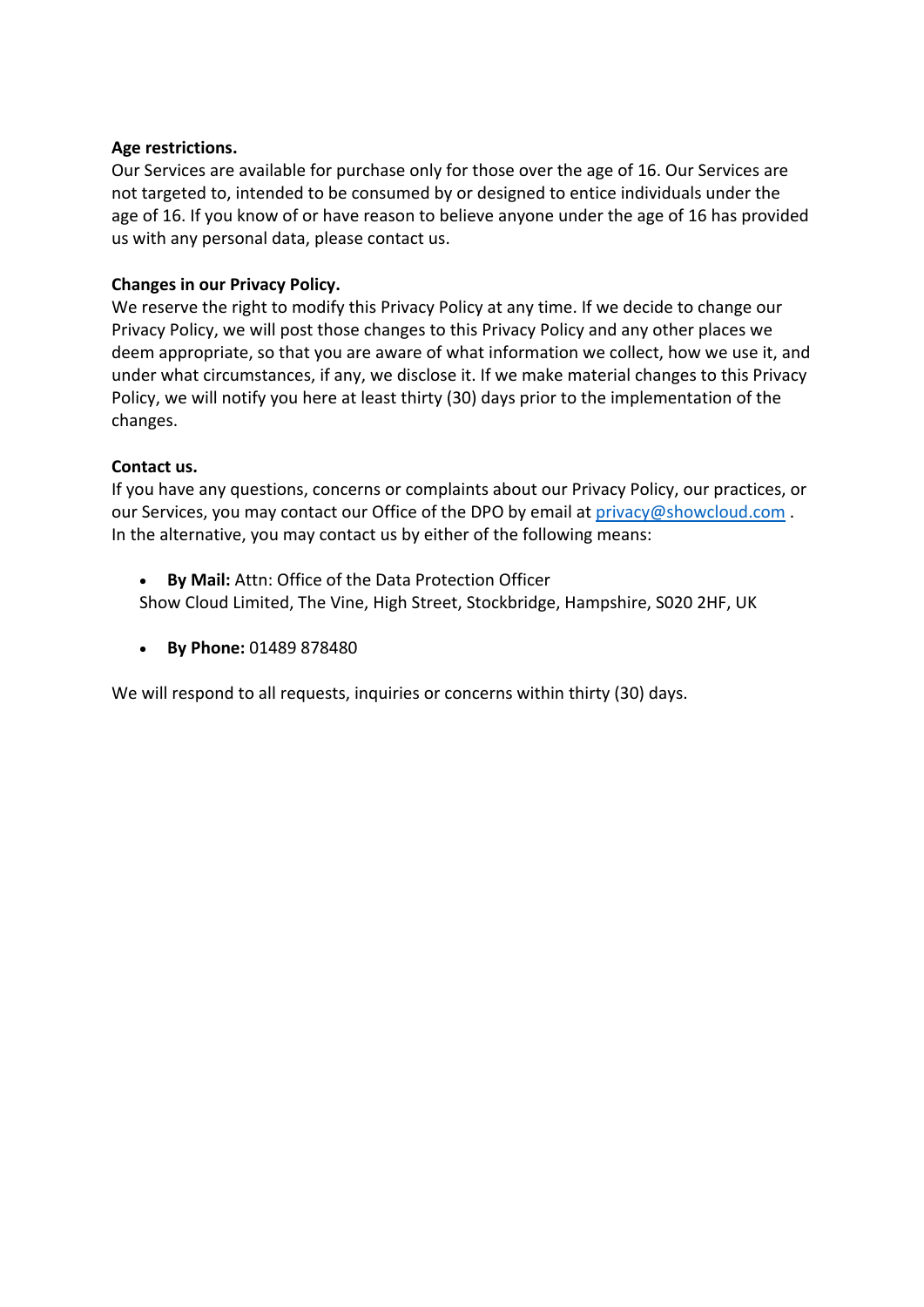**Age restrictions.**
Our Services are available for purchase only for those over the age of 16. Our Services are not targeted to, intended to be consumed by or designed to entice individuals under the age of 16. If you know of or have reason to believe anyone under the age of 16 has provided us with any personal data, please contact us.

**Changes in our Privacy Policy.**
We reserve the right to modify this Privacy Policy at any time. If we decide to change our Privacy Policy, we will post those changes to this Privacy Policy and any other places we deem appropriate, so that you are aware of what information we collect, how we use it, and under what circumstances, if any, we disclose it. If we make material changes to this Privacy Policy, we will notify you here at least thirty (30) days prior to the implementation of the changes.

**Contact us.**
If you have any questions, concerns or complaints about our Privacy Policy, our practices, or our Services, you may contact our Office of the DPO by email at privacy@showcloud.com . In the alternative, you may contact us by either of the following means:

- **By Mail:** Attn: Office of the Data Protection Officer
  Show Cloud Limited, The Vine, High Street, Stockbridge, Hampshire, S020 2HF, UK

- **By Phone:** 01489 878480

We will respond to all requests, inquiries or concerns within thirty (30) days.